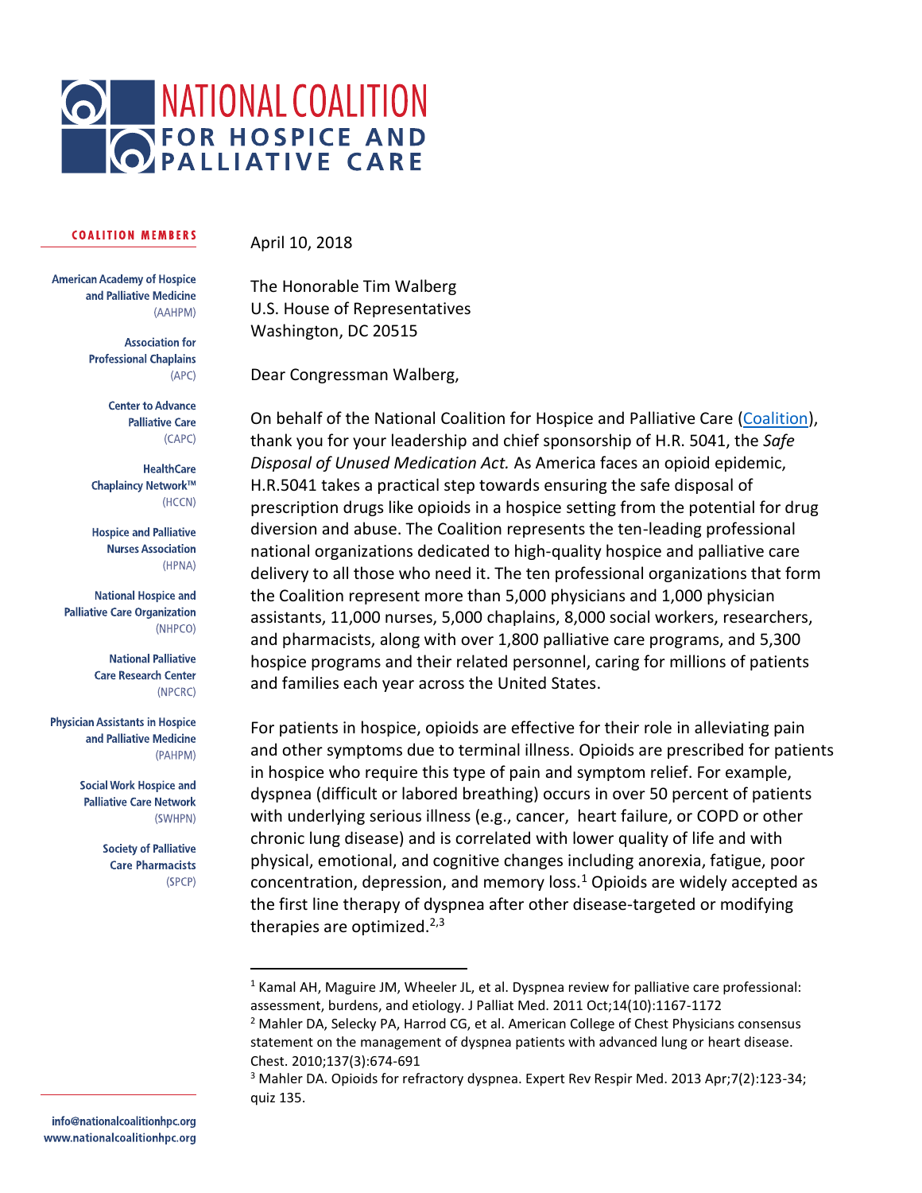# NATIONAL COALITION FOR HOSPICE AND PALLIATIVE CARE

**COALITION MEMBERS**

American Academy of Hospice and Palliative Medicine (AAHPM)

Association for Professional Chaplains (APC)

Center to Advance Palliative Care (CAPC)

HealthCare Chaplaincy Network™ (HCCN)

Hospice and Palliative Nurses Association (HPNA)

National Hospice and Palliative Care Organization (NHPCO)

National Palliative Care Research Center (NPCRC)

Physician Assistants in Hospice and Palliative Medicine (PAHPM)

Social Work Hospice and Palliative Care Network (SWHPN)

Society of Palliative Care Pharmacists (SPCP)

info@nationalcoalitionhpc.org
www.nationalcoalitionhpc.org

April 10, 2018

The Honorable Tim Walberg
U.S. House of Representatives
Washington, DC 20515

Dear Congressman Walberg,

On behalf of the National Coalition for Hospice and Palliative Care (Coalition), thank you for your leadership and chief sponsorship of H.R. 5041, the *Safe Disposal of Unused Medication Act.* As America faces an opioid epidemic, H.R.5041 takes a practical step towards ensuring the safe disposal of prescription drugs like opioids in a hospice setting from the potential for drug diversion and abuse. The Coalition represents the ten-leading professional national organizations dedicated to high-quality hospice and palliative care delivery to all those who need it. The ten professional organizations that form the Coalition represent more than 5,000 physicians and 1,000 physician assistants, 11,000 nurses, 5,000 chaplains, 8,000 social workers, researchers, and pharmacists, along with over 1,800 palliative care programs, and 5,300 hospice programs and their related personnel, caring for millions of patients and families each year across the United States.

For patients in hospice, opioids are effective for their role in alleviating pain and other symptoms due to terminal illness. Opioids are prescribed for patients in hospice who require this type of pain and symptom relief. For example, dyspnea (difficult or labored breathing) occurs in over 50 percent of patients with underlying serious illness (e.g., cancer, heart failure, or COPD or other chronic lung disease) and is correlated with lower quality of life and with physical, emotional, and cognitive changes including anorexia, fatigue, poor concentration, depression, and memory loss.[1] Opioids are widely accepted as the first line therapy of dyspnea after other disease-targeted or modifying therapies are optimized.[2,3]

---

[1] Kamal AH, Maguire JM, Wheeler JL, et al. Dyspnea review for palliative care professional: assessment, burdens, and etiology. J Palliat Med. 2011 Oct;14(10):1167-1172

[2] Mahler DA, Selecky PA, Harrod CG, et al. American College of Chest Physicians consensus statement on the management of dyspnea patients with advanced lung or heart disease. Chest. 2010;137(3):674-691

[3] Mahler DA. Opioids for refractory dyspnea. Expert Rev Respir Med. 2013 Apr;7(2):123-34; quiz 135.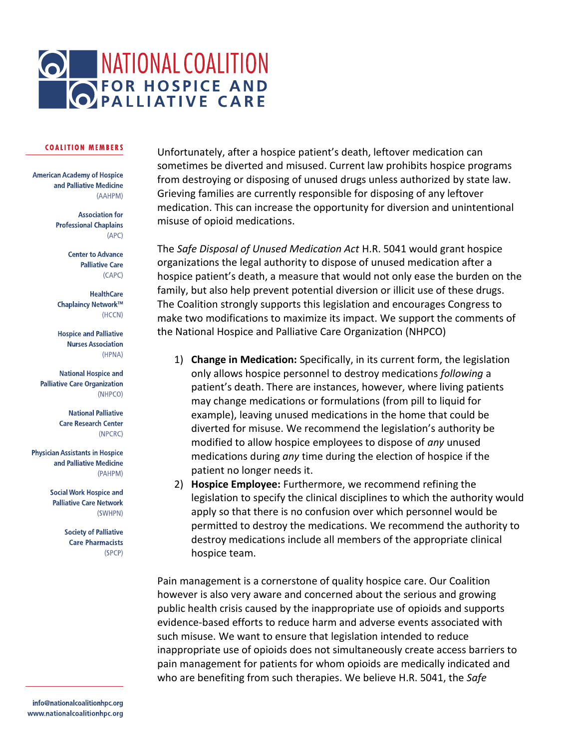# NATIONAL COALITION FOR HOSPICE AND PALLIATIVE CARE

**COALITION MEMBERS**

American Academy of Hospice and Palliative Medicine (AAHPM)

Association for Professional Chaplains (APC)

Center to Advance Palliative Care (CAPC)

HealthCare Chaplaincy Network™ (HCCN)

Hospice and Palliative Nurses Association (HPNA)

National Hospice and Palliative Care Organization (NHPCO)

National Palliative Care Research Center (NPCRC)

Physician Assistants in Hospice and Palliative Medicine (PAHPM)

Social Work Hospice and Palliative Care Network (SWHPN)

Society of Palliative Care Pharmacists (SPCP)

info@nationalcoalitionhpc.org
www.nationalcoalitionhpc.org

Unfortunately, after a hospice patient's death, leftover medication can sometimes be diverted and misused. Current law prohibits hospice programs from destroying or disposing of unused drugs unless authorized by state law. Grieving families are currently responsible for disposing of any leftover medication. This can increase the opportunity for diversion and unintentional misuse of opioid medications.

The *Safe Disposal of Unused Medication Act* H.R. 5041 would grant hospice organizations the legal authority to dispose of unused medication after a hospice patient's death, a measure that would not only ease the burden on the family, but also help prevent potential diversion or illicit use of these drugs. The Coalition strongly supports this legislation and encourages Congress to make two modifications to maximize its impact. We support the comments of the National Hospice and Palliative Care Organization (NHPCO)

1) **Change in Medication:** Specifically, in its current form, the legislation only allows hospice personnel to destroy medications *following* a patient's death. There are instances, however, where living patients may change medications or formulations (from pill to liquid for example), leaving unused medications in the home that could be diverted for misuse. We recommend the legislation's authority be modified to allow hospice employees to dispose of *any* unused medications during *any* time during the election of hospice if the patient no longer needs it.
2) **Hospice Employee:** Furthermore, we recommend refining the legislation to specify the clinical disciplines to which the authority would apply so that there is no confusion over which personnel would be permitted to destroy the medications. We recommend the authority to destroy medications include all members of the appropriate clinical hospice team.

Pain management is a cornerstone of quality hospice care. Our Coalition however is also very aware and concerned about the serious and growing public health crisis caused by the inappropriate use of opioids and supports evidence-based efforts to reduce harm and adverse events associated with such misuse. We want to ensure that legislation intended to reduce inappropriate use of opioids does not simultaneously create access barriers to pain management for patients for whom opioids are medically indicated and who are benefiting from such therapies. We believe H.R. 5041, the *Safe*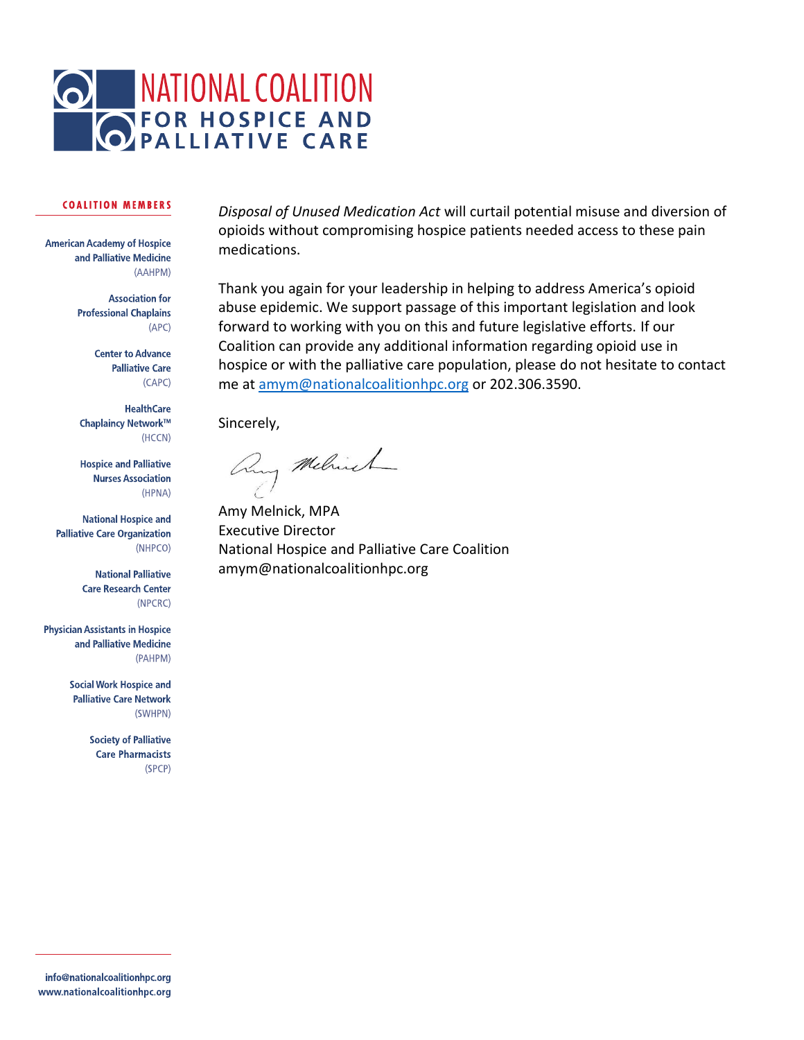# NATIONAL COALITION FOR HOSPICE AND PALLIATIVE CARE

**COALITION MEMBERS**

American Academy of Hospice and Palliative Medicine (AAHPM)

Association for Professional Chaplains (APC)

Center to Advance Palliative Care (CAPC)

HealthCare Chaplaincy Network™ (HCCN)

Hospice and Palliative Nurses Association (HPNA)

National Hospice and Palliative Care Organization (NHPCO)

National Palliative Care Research Center (NPCRC)

Physician Assistants in Hospice and Palliative Medicine (PAHPM)

Social Work Hospice and Palliative Care Network (SWHPN)

Society of Palliative Care Pharmacists (SPCP)

*Disposal of Unused Medication Act* will curtail potential misuse and diversion of opioids without compromising hospice patients needed access to these pain medications.

Thank you again for your leadership in helping to address America's opioid abuse epidemic. We support passage of this important legislation and look forward to working with you on this and future legislative efforts. If our Coalition can provide any additional information regarding opioid use in hospice or with the palliative care population, please do not hesitate to contact me at amym@nationalcoalitionhpc.org or 202.306.3590.

Sincerely,

Amy Melnick, MPA
Executive Director
National Hospice and Palliative Care Coalition
amym@nationalcoalitionhpc.org

info@nationalcoalitionhpc.org
www.nationalcoalitionhpc.org